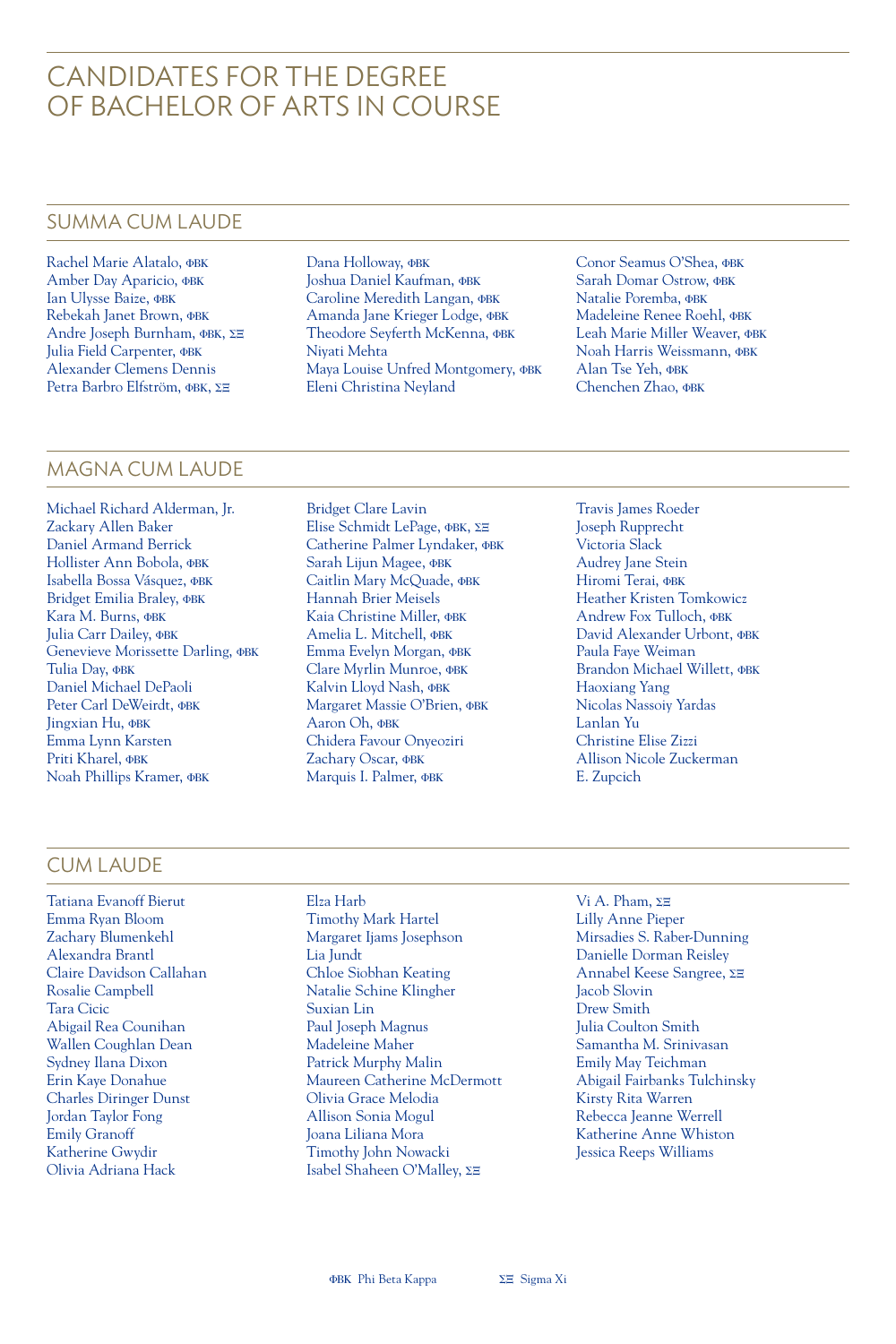# CANDIDATES FOR THE DEGREE OF BACHELOR OF ARTS IN COURSE

## SUMMA CUM LAUDE

Rachel Marie Alatalo, ΦBK
Amber Day Aparicio, ΦBK
Ian Ulysse Baize, ΦBK
Rebekah Janet Brown, ΦBK
Andre Joseph Burnham, ΦBK, ΣΞ
Julia Field Carpenter, ΦBK
Alexander Clemens Dennis
Petra Barbro Elfström, ΦBK, ΣΞ
Dana Holloway, ΦBK
Joshua Daniel Kaufman, ΦBK
Caroline Meredith Langan, ΦBK
Amanda Jane Krieger Lodge, ΦBK
Theodore Seyferth McKenna, ΦBK
Niyati Mehta
Maya Louise Unfred Montgomery, ΦBK
Eleni Christina Neyland
Conor Seamus O'Shea, ΦBK
Sarah Domar Ostrow, ΦBK
Natalie Poremba, ΦBK
Madeleine Renee Roehl, ΦBK
Leah Marie Miller Weaver, ΦBK
Noah Harris Weissmann, ΦBK
Alan Tse Yeh, ΦBK
Chenchen Zhao, ΦBK

## MAGNA CUM LAUDE

Michael Richard Alderman, Jr.
Zackary Allen Baker
Daniel Armand Berrick
Hollister Ann Bobola, ΦBK
Isabella Bossa Vásquez, ΦBK
Bridget Emilia Braley, ΦBK
Kara M. Burns, ΦBK
Julia Carr Dailey, ΦBK
Genevieve Morissette Darling, ΦBK
Tulia Day, ΦBK
Daniel Michael DePaoli
Peter Carl DeWeirdt, ΦBK
Jingxian Hu, ΦBK
Emma Lynn Karsten
Priti Kharel, ΦBK
Noah Phillips Kramer, ΦBK
Bridget Clare Lavin
Elise Schmidt LePage, ΦBK, ΣΞ
Catherine Palmer Lyndaker, ΦBK
Sarah Lijun Magee, ΦBK
Caitlin Mary McQuade, ΦBK
Hannah Brier Meisels
Kaia Christine Miller, ΦBK
Amelia L. Mitchell, ΦBK
Emma Evelyn Morgan, ΦBK
Clare Myrlin Munroe, ΦBK
Kalvin Lloyd Nash, ΦBK
Margaret Massie O'Brien, ΦBK
Aaron Oh, ΦBK
Chidera Favour Onyeoziri
Zachary Oscar, ΦBK
Marquis I. Palmer, ΦBK
Travis James Roeder
Joseph Rupprecht
Victoria Slack
Audrey Jane Stein
Hiromi Terai, ΦBK
Heather Kristen Tomkowicz
Andrew Fox Tulloch, ΦBK
David Alexander Urbont, ΦBK
Paula Faye Weiman
Brandon Michael Willett, ΦBK
Haoxiang Yang
Nicolas Nassoiy Yardas
Lanlan Yu
Christine Elise Zizzi
Allison Nicole Zuckerman
E. Zupcich

## CUM LAUDE

Tatiana Evanoff Bierut
Emma Ryan Bloom
Zachary Blumenkehl
Alexandra Brantl
Claire Davidson Callahan
Rosalie Campbell
Tara Cicic
Abigail Rea Counihan
Wallen Coughlan Dean
Sydney Ilana Dixon
Erin Kaye Donahue
Charles Diringer Dunst
Jordan Taylor Fong
Emily Granoff
Katherine Gwydir
Olivia Adriana Hack
Elza Harb
Timothy Mark Hartel
Margaret Ijams Josephson
Lia Jundt
Chloe Siobhan Keating
Natalie Schine Klingher
Suxian Lin
Paul Joseph Magnus
Madeleine Maher
Patrick Murphy Malin
Maureen Catherine McDermott
Olivia Grace Melodia
Allison Sonia Mogul
Joana Liliana Mora
Timothy John Nowacki
Isabel Shaheen O'Malley, ΣΞ
Vi A. Pham, ΣΞ
Lilly Anne Pieper
Mirsadies S. Raber-Dunning
Danielle Dorman Reisley
Annabel Keese Sangree, ΣΞ
Jacob Slovin
Drew Smith
Julia Coulton Smith
Samantha M. Srinivasan
Emily May Teichman
Abigail Fairbanks Tulchinsky
Kirsty Rita Warren
Rebecca Jeanne Werrell
Katherine Anne Whiston
Jessica Reeps Williams

ΦBK Phi Beta Kappa
ΣΞ Sigma Xi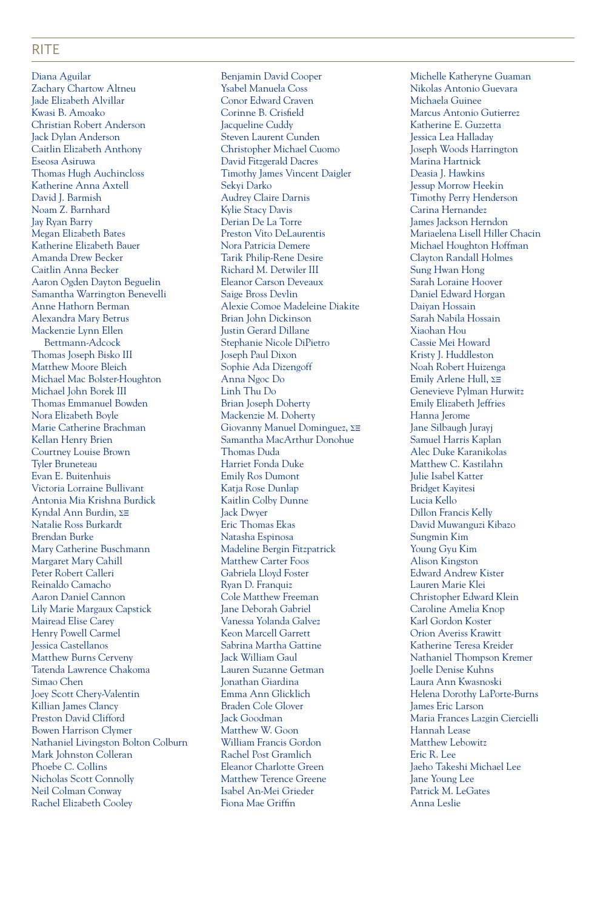## RITE

Diana Aguilar
Zachary Chartow Altneu
Jade Elizabeth Alvillar
Kwasi B. Amoako
Christian Robert Anderson
Jack Dylan Anderson
Caitlin Elizabeth Anthony
Eseosa Asiruwa
Thomas Hugh Auchincloss
Katherine Anna Axtell
David J. Barmish
Noam Z. Barnhard
Jay Ryan Barry
Megan Elizabeth Bates
Katherine Elizabeth Bauer
Amanda Drew Becker
Caitlin Anna Becker
Aaron Ogden Dayton Beguelin
Samantha Warrington Benevelli
Anne Hathorn Berman
Alexandra Mary Betrus
Mackenzie Lynn Ellen Bettmann-Adcock
Thomas Joseph Bisko III
Matthew Moore Bleich
Michael Mac Bolster-Houghton
Michael John Borek III
Thomas Emmanuel Bowden
Nora Elizabeth Boyle
Marie Catherine Brachman
Kellan Henry Brien
Courtney Louise Brown
Tyler Bruneteau
Evan E. Buitenhuis
Victoria Lorraine Bullivant
Antonia Mia Krishna Burdick
Kyndal Ann Burdin, ΣΞ
Natalie Ross Burkardt
Brendan Burke
Mary Catherine Buschmann
Margaret Mary Cahill
Peter Robert Calleri
Reinaldo Camacho
Aaron Daniel Cannon
Lily Marie Margaux Capstick
Mairead Elise Carey
Henry Powell Carmel
Jessica Castellanos
Matthew Burns Cerveny
Tatenda Lawrence Chakoma
Simao Chen
Joey Scott Chery-Valentin
Killian James Clancy
Preston David Clifford
Bowen Harrison Clymer
Nathaniel Livingston Bolton Colburn
Mark Johnston Colleran
Phoebe C. Collins
Nicholas Scott Connolly
Neil Colman Conway
Rachel Elizabeth Cooley
Benjamin David Cooper
Ysabel Manuela Coss
Conor Edward Craven
Corinne B. Crisfield
Jacqueline Cuddy
Steven Laurent Cunden
Christopher Michael Cuomo
David Fitzgerald Dacres
Timothy James Vincent Daigler
Sekyi Darko
Audrey Claire Darnis
Kylie Stacy Davis
Derian De La Torre
Preston Vito DeLaurentis
Nora Patricia Demere
Tarik Philip-Rene Desire
Richard M. Detwiler III
Eleanor Carson Deveaux
Saige Bross Devlin
Alexie Comoe Madeleine Diakite
Brian John Dickinson
Justin Gerard Dillane
Stephanie Nicole DiPietro
Joseph Paul Dixon
Sophie Ada Dizengoff
Anna Ngoc Do
Linh Thu Do
Brian Joseph Doherty
Mackenzie M. Doherty
Giovanny Manuel Dominguez, ΣΞ
Samantha MacArthur Donohue
Thomas Duda
Harriet Fonda Duke
Emily Ros Dumont
Katja Rose Dunlap
Kaitlin Colby Dunne
Jack Dwyer
Eric Thomas Ekas
Natasha Espinosa
Madeline Bergin Fitzpatrick
Matthew Carter Foos
Gabriela Lloyd Foster
Ryan D. Franquiz
Cole Matthew Freeman
Jane Deborah Gabriel
Vanessa Yolanda Galvez
Keon Marcell Garrett
Sabrina Martha Gattine
Jack William Gaul
Lauren Suzanne Getman
Jonathan Giardina
Emma Ann Glicklich
Braden Cole Glover
Jack Goodman
Matthew W. Goon
William Francis Gordon
Rachel Post Gramlich
Eleanor Charlotte Green
Matthew Terence Greene
Isabel An-Mei Grieder
Fiona Mae Griffin
Michelle Katheryne Guaman
Nikolas Antonio Guevara
Michaela Guinee
Marcus Antonio Gutierrez
Katherine E. Guzzetta
Jessica Lea Halladay
Joseph Woods Harrington
Marina Hartnick
Deasia J. Hawkins
Jessup Morrow Heekin
Timothy Perry Henderson
Carina Hernandez
James Jackson Herndon
Mariaelena Lisell Hiller Chacin
Michael Houghton Hoffman
Clayton Randall Holmes
Sung Hwan Hong
Sarah Loraine Hoover
Daniel Edward Horgan
Daiyan Hossain
Sarah Nabila Hossain
Xiaohan Hou
Cassie Mei Howard
Kristy J. Huddleston
Noah Robert Huizenga
Emily Arlene Hull, ΣΞ
Genevieve Pylman Hurwitz
Emily Elizabeth Jeffries
Hanna Jerome
Jane Silbaugh Jurayj
Samuel Harris Kaplan
Alec Duke Karanikolas
Matthew C. Kastilahn
Julie Isabel Katter
Bridget Kayitesi
Lucia Kello
Dillon Francis Kelly
David Muwanguzi Kibazo
Sungmin Kim
Young Gyu Kim
Alison Kingston
Edward Andrew Kister
Lauren Marie Klei
Christopher Edward Klein
Caroline Amelia Knop
Karl Gordon Koster
Orion Averiss Krawitt
Katherine Teresa Kreider
Nathaniel Thompson Kremer
Joelle Denise Kuhns
Laura Ann Kwasnoski
Helena Dorothy LaPorte-Burns
James Eric Larson
Maria Frances Lazgin Ciercielli
Hannah Lease
Matthew Lebowitz
Eric R. Lee
Jaeho Takeshi Michael Lee
Jane Young Lee
Patrick M. LeGates
Anna Leslie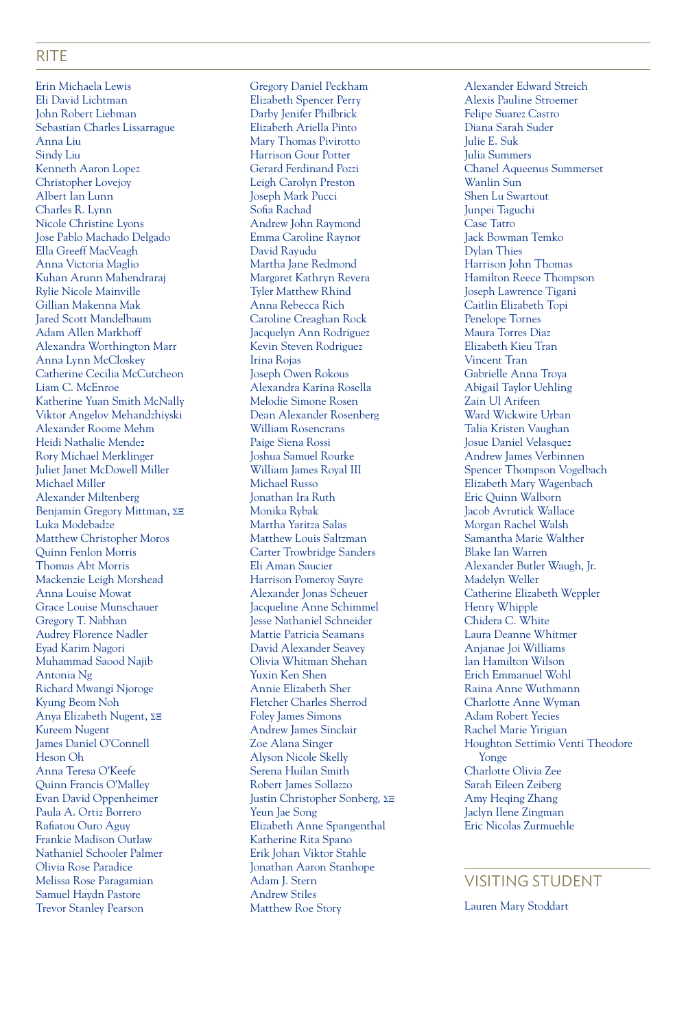## RITE

Erin Michaela Lewis
Eli David Lichtman
John Robert Liebman
Sebastian Charles Lissarrague
Anna Liu
Sindy Liu
Kenneth Aaron Lopez
Christopher Lovejoy
Albert Ian Lunn
Charles R. Lynn
Nicole Christine Lyons
Jose Pablo Machado Delgado
Ella Greeff MacVeagh
Anna Victoria Maglio
Kuhan Arunn Mahendraraj
Rylie Nicole Mainville
Gillian Makenna Mak
Jared Scott Mandelbaum
Adam Allen Markhoff
Alexandra Worthington Marr
Anna Lynn McCloskey
Catherine Cecilia McCutcheon
Liam C. McEnroe
Katherine Yuan Smith McNally
Viktor Angelov Mehandzhiyski
Alexander Roome Mehm
Heidi Nathalie Mendez
Rory Michael Merklinger
Juliet Janet McDowell Miller
Michael Miller
Alexander Miltenberg
Benjamin Gregory Mittman, ΣΞ
Luka Modebadze
Matthew Christopher Moros
Quinn Fenlon Morris
Thomas Abt Morris
Mackenzie Leigh Morshead
Anna Louise Mowat
Grace Louise Munschauer
Gregory T. Nabhan
Audrey Florence Nadler
Eyad Karim Nagori
Muhammad Saood Najib
Antonia Ng
Richard Mwangi Njoroge
Kyung Beom Noh
Anya Elizabeth Nugent, ΣΞ
Kureem Nugent
James Daniel O'Connell
Heson Oh
Anna Teresa O'Keefe
Quinn Francis O'Malley
Evan David Oppenheimer
Paula A. Ortiz Borrero
Rafiatou Ouro Aguy
Frankie Madison Outlaw
Nathaniel Schooler Palmer
Olivia Rose Paradice
Melissa Rose Paragamian
Samuel Haydn Pastore
Trevor Stanley Pearson
Gregory Daniel Peckham
Elizabeth Spencer Perry
Darby Jenifer Philbrick
Elizabeth Ariella Pinto
Mary Thomas Pivirotto
Harrison Gour Potter
Gerard Ferdinand Pozzi
Leigh Carolyn Preston
Joseph Mark Pucci
Sofia Rachad
Andrew John Raymond
Emma Caroline Raynor
David Rayudu
Martha Jane Redmond
Margaret Kathryn Revera
Tyler Matthew Rhind
Anna Rebecca Rich
Caroline Creaghan Rock
Jacquelyn Ann Rodriguez
Kevin Steven Rodriguez
Irina Rojas
Joseph Owen Rokous
Alexandra Karina Rosella
Melodie Simone Rosen
Dean Alexander Rosenberg
William Rosencrans
Paige Siena Rossi
Joshua Samuel Rourke
William James Royal III
Michael Russo
Jonathan Ira Ruth
Monika Rybak
Martha Yaritza Salas
Matthew Louis Saltzman
Carter Trowbridge Sanders
Eli Aman Saucier
Harrison Pomeroy Sayre
Alexander Jonas Scheuer
Jacqueline Anne Schimmel
Jesse Nathaniel Schneider
Mattie Patricia Seamans
David Alexander Seavey
Olivia Whitman Shehan
Yuxin Ken Shen
Annie Elizabeth Sher
Fletcher Charles Sherrod
Foley James Simons
Andrew James Sinclair
Zoe Alana Singer
Alyson Nicole Skelly
Serena Huilan Smith
Robert James Sollazzo
Justin Christopher Sonberg, ΣΞ
Yeun Jae Song
Elizabeth Anne Spangenthal
Katherine Rita Spano
Erik Johan Viktor Stahle
Jonathan Aaron Stanhope
Adam J. Stern
Andrew Stiles
Matthew Roe Story
Alexander Edward Streich
Alexis Pauline Stroemer
Felipe Suarez Castro
Diana Sarah Suder
Julie E. Suk
Julia Summers
Chanel Aqueenus Summerset
Wanlin Sun
Shen Lu Swartout
Junpei Taguchi
Case Tatro
Jack Bowman Temko
Dylan Thies
Harrison John Thomas
Hamilton Reece Thompson
Joseph Lawrence Tigani
Caitlin Elizabeth Topi
Penelope Tornes
Maura Torres Diaz
Elizabeth Kieu Tran
Vincent Tran
Gabrielle Anna Troya
Abigail Taylor Uehling
Zain Ul Arifeen
Ward Wickwire Urban
Talia Kristen Vaughan
Josue Daniel Velasquez
Andrew James Verbinnen
Spencer Thompson Vogelbach
Elizabeth Mary Wagenbach
Eric Quinn Walborn
Jacob Avrutick Wallace
Morgan Rachel Walsh
Samantha Marie Walther
Blake Ian Warren
Alexander Butler Waugh, Jr.
Madelyn Weller
Catherine Elizabeth Weppler
Henry Whipple
Chidera C. White
Laura Deanne Whitmer
Anjanae Joi Williams
Ian Hamilton Wilson
Erich Emmanuel Wohl
Raina Anne Wuthmann
Charlotte Anne Wyman
Adam Robert Yecies
Rachel Marie Yirigian
Houghton Settimio Venti Theodore Yonge
Charlotte Olivia Zee
Sarah Eileen Zeiberg
Amy Heqing Zhang
Jaclyn Ilene Zingman
Eric Nicolas Zurmuehle

## VISITING STUDENT

Lauren Mary Stoddart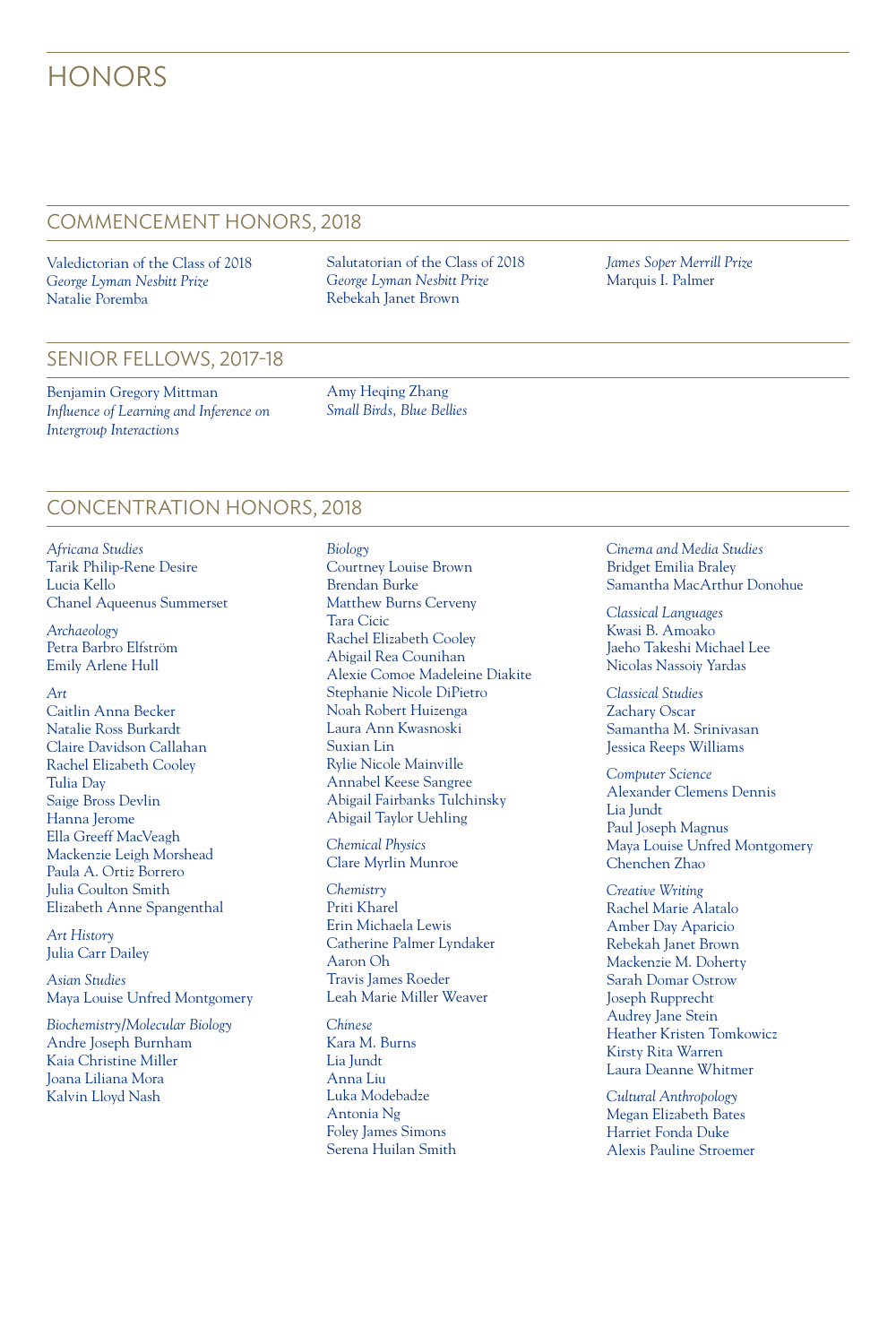# HONORS

## COMMENCEMENT HONORS, 2018

Valedictorian of the Class of 2018
*George Lyman Nesbitt Prize*
Natalie Poremba

Salutatorian of the Class of 2018
*George Lyman Nesbitt Prize*
Rebekah Janet Brown

*James Soper Merrill Prize*
Marquis I. Palmer

## SENIOR FELLOWS, 2017–18

Benjamin Gregory Mittman
*Influence of Learning and Inference on Intergroup Interactions*

Amy Heqing Zhang
*Small Birds, Blue Bellies*

## CONCENTRATION HONORS, 2018

*Africana Studies*
Tarik Philip-Rene Desire
Lucia Kello
Chanel Aqueenus Summerset

*Archaeology*
Petra Barbro Elfström
Emily Arlene Hull

*Art*
Caitlin Anna Becker
Natalie Ross Burkardt
Claire Davidson Callahan
Rachel Elizabeth Cooley
Tulia Day
Saige Bross Devlin
Hanna Jerome
Ella Greeff MacVeagh
Mackenzie Leigh Morshead
Paula A. Ortiz Borrero
Julia Coulton Smith
Elizabeth Anne Spangenthal

*Art History*
Julia Carr Dailey

*Asian Studies*
Maya Louise Unfred Montgomery

*Biochemistry/Molecular Biology*
Andre Joseph Burnham
Kaia Christine Miller
Joana Liliana Mora
Kalvin Lloyd Nash

*Biology*
Courtney Louise Brown
Brendan Burke
Matthew Burns Cerveny
Tara Cicic
Rachel Elizabeth Cooley
Abigail Rea Counihan
Alexie Comoe Madeleine Diakite
Stephanie Nicole DiPietro
Noah Robert Huizenga
Laura Ann Kwasnoski
Suxian Lin
Rylie Nicole Mainville
Annabel Keese Sangree
Abigail Fairbanks Tulchinsky
Abigail Taylor Uehling

*Chemical Physics*
Clare Myrlin Munroe

*Chemistry*
Priti Kharel
Erin Michaela Lewis
Catherine Palmer Lyndaker
Aaron Oh
Travis James Roeder
Leah Marie Miller Weaver

*Chinese*
Kara M. Burns
Lia Jundt
Anna Liu
Luka Modebadze
Antonia Ng
Foley James Simons
Serena Huilan Smith

*Cinema and Media Studies*
Bridget Emilia Braley
Samantha MacArthur Donohue

*Classical Languages*
Kwasi B. Amoako
Jaeho Takeshi Michael Lee
Nicolas Nassoiy Yardas

*Classical Studies*
Zachary Oscar
Samantha M. Srinivasan
Jessica Reeps Williams

*Computer Science*
Alexander Clemens Dennis
Lia Jundt
Paul Joseph Magnus
Maya Louise Unfred Montgomery
Chenchen Zhao

*Creative Writing*
Rachel Marie Alatalo
Amber Day Aparicio
Rebekah Janet Brown
Mackenzie M. Doherty
Sarah Domar Ostrow
Joseph Rupprecht
Audrey Jane Stein
Heather Kristen Tomkowicz
Kirsty Rita Warren
Laura Deanne Whitmer

*Cultural Anthropology*
Megan Elizabeth Bates
Harriet Fonda Duke
Alexis Pauline Stroemer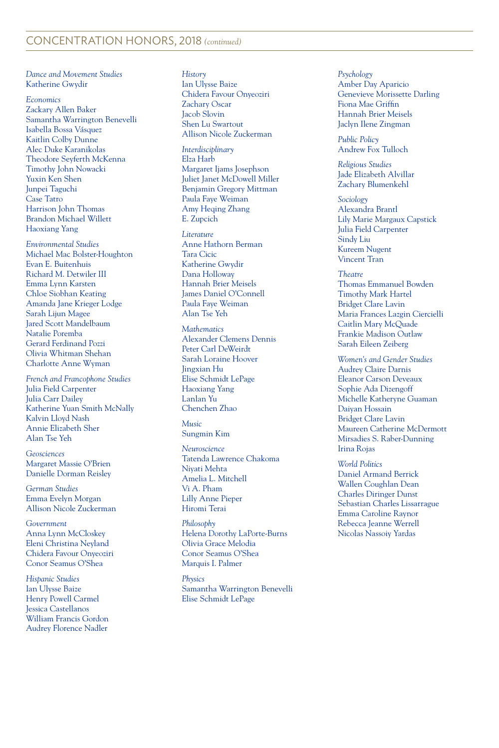## CONCENTRATION HONORS, 2018 *(continued)*

*Dance and Movement Studies*
Katherine Gwydir

*Economics*
Zackary Allen Baker
Samantha Warrington Benevelli
Isabella Bossa Vásquez
Kaitlin Colby Dunne
Alec Duke Karanikolas
Theodore Seyferth McKenna
Timothy John Nowacki
Yuxin Ken Shen
Junpei Taguchi
Case Tatro
Harrison John Thomas
Brandon Michael Willett
Haoxiang Yang

*Environmental Studies*
Michael Mac Bolster-Houghton
Evan E. Buitenhuis
Richard M. Detwiler III
Emma Lynn Karsten
Chloe Siobhan Keating
Amanda Jane Krieger Lodge
Sarah Lijun Magee
Jared Scott Mandelbaum
Natalie Poremba
Gerard Ferdinand Pozzi
Olivia Whitman Shehan
Charlotte Anne Wyman

*French and Francophone Studies*
Julia Field Carpenter
Julia Carr Dailey
Katherine Yuan Smith McNally
Kalvin Lloyd Nash
Annie Elizabeth Sher
Alan Tse Yeh

*Geosciences*
Margaret Massie O'Brien
Danielle Dorman Reisley

*German Studies*
Emma Evelyn Morgan
Allison Nicole Zuckerman

*Government*
Anna Lynn McCloskey
Eleni Christina Neyland
Chidera Favour Onyeoziri
Conor Seamus O'Shea

*Hispanic Studies*
Ian Ulysse Baize
Henry Powell Carmel
Jessica Castellanos
William Francis Gordon
Audrey Florence Nadler

*History*
Ian Ulysse Baize
Chidera Favour Onyeoziri
Zachary Oscar
Jacob Slovin
Shen Lu Swartout
Allison Nicole Zuckerman

*Interdisciplinary*
Elza Harb
Margaret Ijams Josephson
Juliet Janet McDowell Miller
Benjamin Gregory Mittman
Paula Faye Weiman
Amy Heqing Zhang
E. Zupcich

*Literature*
Anne Hathorn Berman
Tara Cicic
Katherine Gwydir
Dana Holloway
Hannah Brier Meisels
James Daniel O'Connell
Paula Faye Weiman
Alan Tse Yeh

*Mathematics*
Alexander Clemens Dennis
Peter Carl DeWeirdt
Sarah Loraine Hoover
Jingxian Hu
Elise Schmidt LePage
Haoxiang Yang
Lanlan Yu
Chenchen Zhao

*Music*
Sungmin Kim

*Neuroscience*
Tatenda Lawrence Chakoma
Niyati Mehta
Amelia L. Mitchell
Vi A. Pham
Lilly Anne Pieper
Hiromi Terai

*Philosophy*
Helena Dorothy LaPorte-Burns
Olivia Grace Melodia
Conor Seamus O'Shea
Marquis I. Palmer

*Physics*
Samantha Warrington Benevelli
Elise Schmidt LePage

*Psychology*
Amber Day Aparicio
Genevieve Morissette Darling
Fiona Mae Griffin
Hannah Brier Meisels
Jaclyn Ilene Zingman

*Public Policy*
Andrew Fox Tulloch

*Religious Studies*
Jade Elizabeth Alvillar
Zachary Blumenkehl

*Sociology*
Alexandra Brantl
Lily Marie Margaux Capstick
Julia Field Carpenter
Sindy Liu
Kureem Nugent
Vincent Tran

*Theatre*
Thomas Emmanuel Bowden
Timothy Mark Hartel
Bridget Clare Lavin
Maria Frances Lazgin Ciercielli
Caitlin Mary McQuade
Frankie Madison Outlaw
Sarah Eileen Zeiberg

*Women's and Gender Studies*
Audrey Claire Darnis
Eleanor Carson Deveaux
Sophie Ada Dizengoff
Michelle Katheryne Guaman
Daiyan Hossain
Bridget Clare Lavin
Maureen Catherine McDermott
Mirsadies S. Raber-Dunning
Irina Rojas

*World Politics*
Daniel Armand Berrick
Wallen Coughlan Dean
Charles Diringer Dunst
Sebastian Charles Lissarrague
Emma Caroline Raynor
Rebecca Jeanne Werrell
Nicolas Nassoiy Yardas